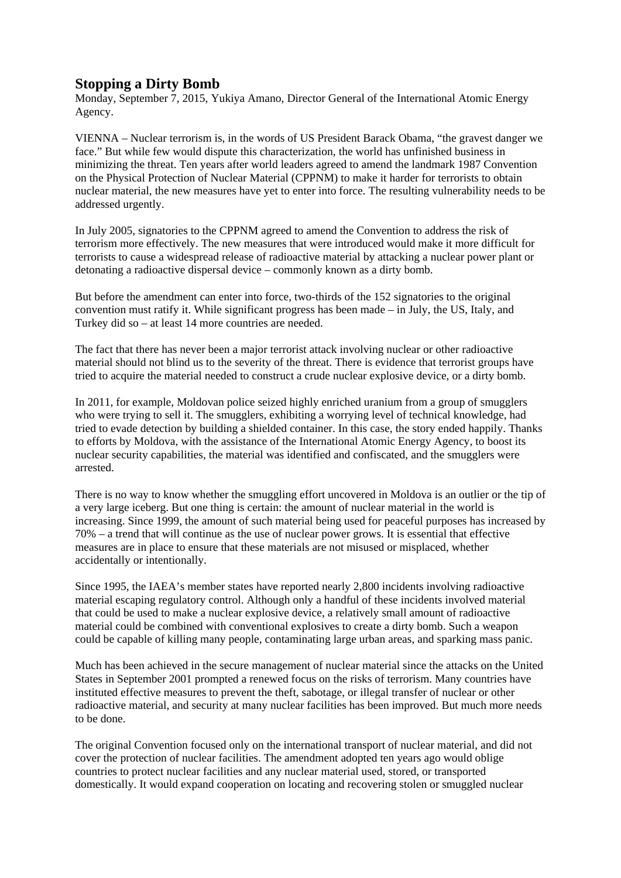# Stopping a Dirty Bomb

Monday, September 7, 2015, Yukiya Amano, Director General of the International Atomic Energy Agency.

VIENNA – Nuclear terrorism is, in the words of US President Barack Obama, "the gravest danger we face." But while few would dispute this characterization, the world has unfinished business in minimizing the threat. Ten years after world leaders agreed to amend the landmark 1987 Convention on the Physical Protection of Nuclear Material (CPPNM) to make it harder for terrorists to obtain nuclear material, the new measures have yet to enter into force. The resulting vulnerability needs to be addressed urgently.

In July 2005, signatories to the CPPNM agreed to amend the Convention to address the risk of terrorism more effectively. The new measures that were introduced would make it more difficult for terrorists to cause a widespread release of radioactive material by attacking a nuclear power plant or detonating a radioactive dispersal device – commonly known as a dirty bomb.

But before the amendment can enter into force, two-thirds of the 152 signatories to the original convention must ratify it. While significant progress has been made – in July, the US, Italy, and Turkey did so – at least 14 more countries are needed.

The fact that there has never been a major terrorist attack involving nuclear or other radioactive material should not blind us to the severity of the threat. There is evidence that terrorist groups have tried to acquire the material needed to construct a crude nuclear explosive device, or a dirty bomb.

In 2011, for example, Moldovan police seized highly enriched uranium from a group of smugglers who were trying to sell it. The smugglers, exhibiting a worrying level of technical knowledge, had tried to evade detection by building a shielded container. In this case, the story ended happily. Thanks to efforts by Moldova, with the assistance of the International Atomic Energy Agency, to boost its nuclear security capabilities, the material was identified and confiscated, and the smugglers were arrested.

There is no way to know whether the smuggling effort uncovered in Moldova is an outlier or the tip of a very large iceberg. But one thing is certain: the amount of nuclear material in the world is increasing. Since 1999, the amount of such material being used for peaceful purposes has increased by 70% – a trend that will continue as the use of nuclear power grows. It is essential that effective measures are in place to ensure that these materials are not misused or misplaced, whether accidentally or intentionally.

Since 1995, the IAEA's member states have reported nearly 2,800 incidents involving radioactive material escaping regulatory control. Although only a handful of these incidents involved material that could be used to make a nuclear explosive device, a relatively small amount of radioactive material could be combined with conventional explosives to create a dirty bomb. Such a weapon could be capable of killing many people, contaminating large urban areas, and sparking mass panic.

Much has been achieved in the secure management of nuclear material since the attacks on the United States in September 2001 prompted a renewed focus on the risks of terrorism. Many countries have instituted effective measures to prevent the theft, sabotage, or illegal transfer of nuclear or other radioactive material, and security at many nuclear facilities has been improved. But much more needs to be done.

The original Convention focused only on the international transport of nuclear material, and did not cover the protection of nuclear facilities. The amendment adopted ten years ago would oblige countries to protect nuclear facilities and any nuclear material used, stored, or transported domestically. It would expand cooperation on locating and recovering stolen or smuggled nuclear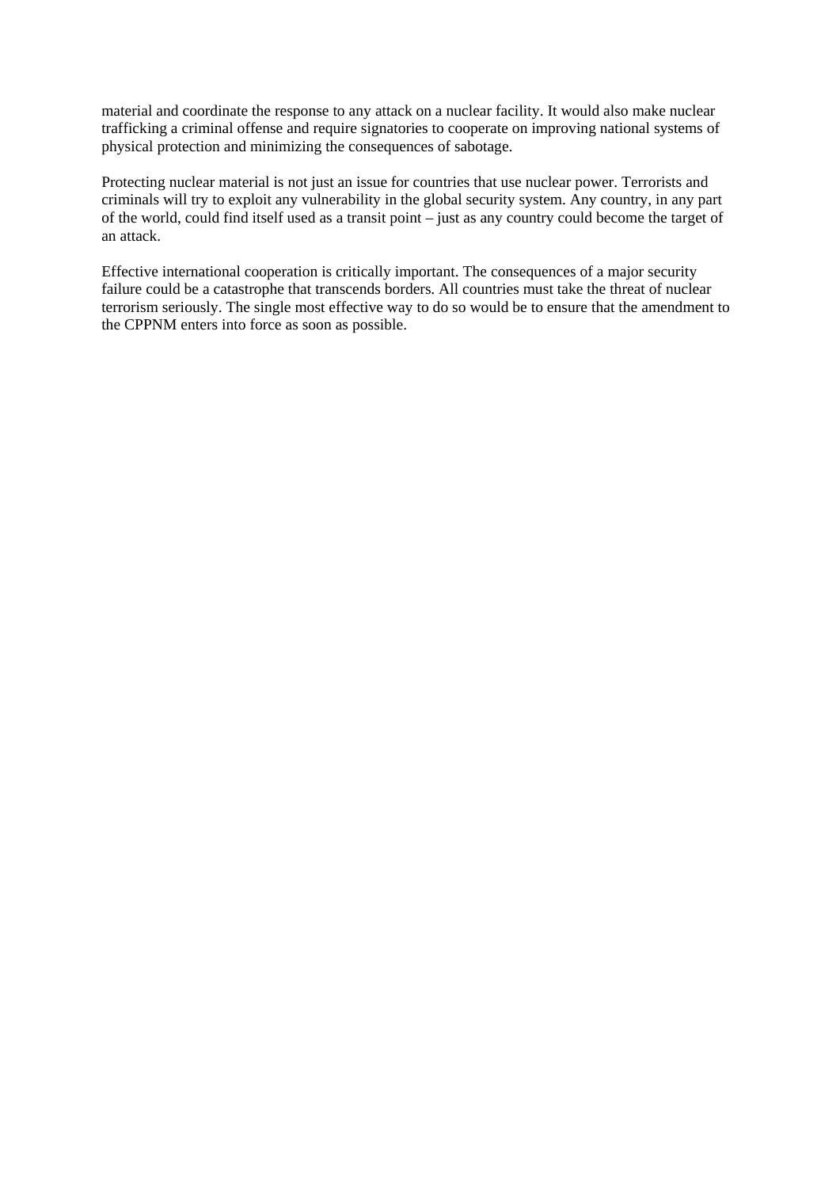material and coordinate the response to any attack on a nuclear facility. It would also make nuclear trafficking a criminal offense and require signatories to cooperate on improving national systems of physical protection and minimizing the consequences of sabotage.

Protecting nuclear material is not just an issue for countries that use nuclear power. Terrorists and criminals will try to exploit any vulnerability in the global security system. Any country, in any part of the world, could find itself used as a transit point – just as any country could become the target of an attack.

Effective international cooperation is critically important. The consequences of a major security failure could be a catastrophe that transcends borders. All countries must take the threat of nuclear terrorism seriously. The single most effective way to do so would be to ensure that the amendment to the CPPNM enters into force as soon as possible.